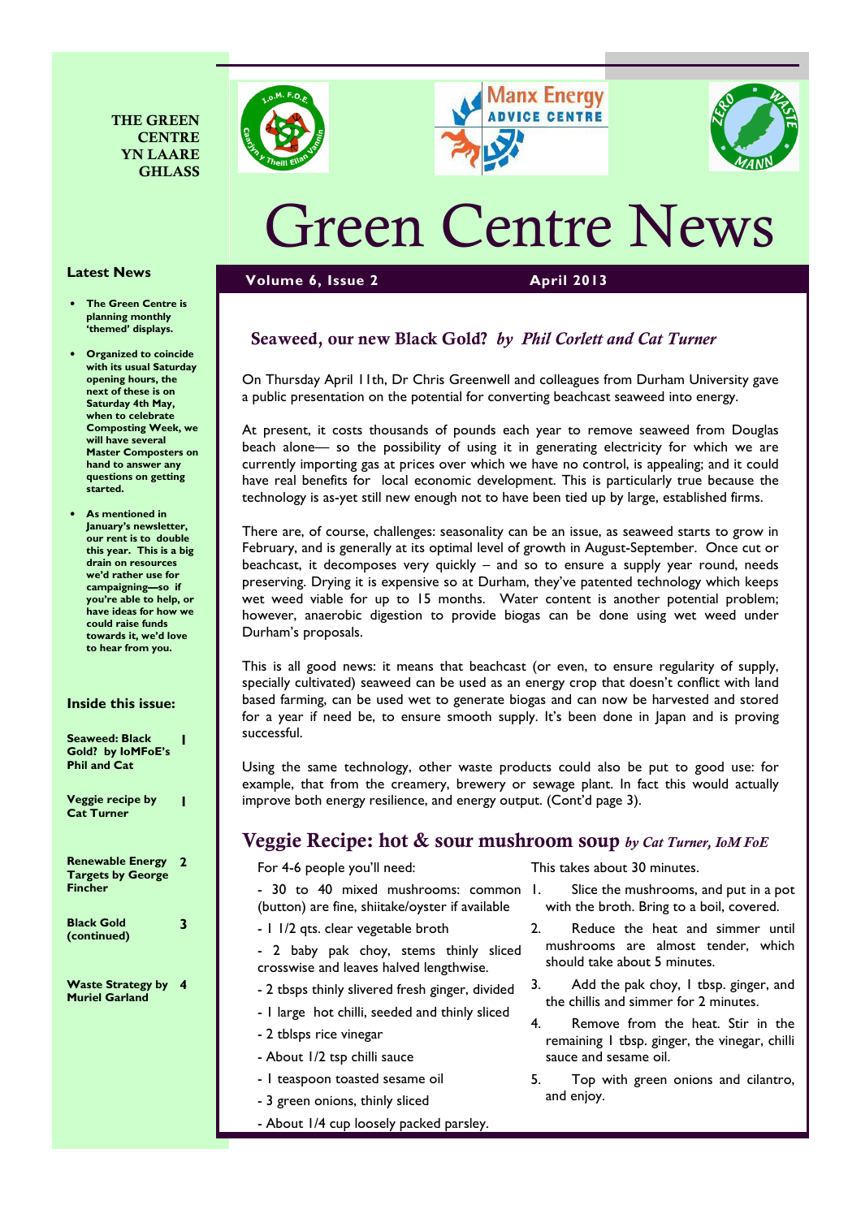THE GREEN CENTRE YN LAARE GHLASS

Manx Energy ADVICE CENTRE

# Green Centre News

**Volume 6, Issue 2** **April 2013**

### Latest News

- **The Green Centre is planning monthly 'themed' displays.**
- **Organized to coincide with its usual Saturday opening hours, the next of these is on Saturday 4th May, when to celebrate Composting Week, we will have several Master Composters on hand to answer any questions on getting started.**
- **As mentioned in January's newsletter, our rent is to double this year. This is a big drain on resources we'd rather use for campaigning—so if you're able to help, or have ideas for how we could raise funds towards it, we'd love to hear from you.**

### Inside this issue:

| | |
|---|---|
| **Seaweed: Black Gold? by IoMFoE's Phil and Cat** | **1** |
| **Veggie recipe by Cat Turner** | **1** |
| **Renewable Energy Targets by George Fincher** | **2** |
| **Black Gold (continued)** | **3** |
| **Waste Strategy by Muriel Garland** | **4** |

## Seaweed, our new Black Gold? *by Phil Corlett and Cat Turner*

On Thursday April 11th, Dr Chris Greenwell and colleagues from Durham University gave a public presentation on the potential for converting beachcast seaweed into energy.

At present, it costs thousands of pounds each year to remove seaweed from Douglas beach alone— so the possibility of using it in generating electricity for which we are currently importing gas at prices over which we have no control, is appealing; and it could have real benefits for local economic development. This is particularly true because the technology is as-yet still new enough not to have been tied up by large, established firms.

There are, of course, challenges: seasonality can be an issue, as seaweed starts to grow in February, and is generally at its optimal level of growth in August-September. Once cut or beachcast, it decomposes very quickly – and so to ensure a supply year round, needs preserving. Drying it is expensive so at Durham, they've patented technology which keeps wet weed viable for up to 15 months. Water content is another potential problem; however, anaerobic digestion to provide biogas can be done using wet weed under Durham's proposals.

This is all good news: it means that beachcast (or even, to ensure regularity of supply, specially cultivated) seaweed can be used as an energy crop that doesn't conflict with land based farming, can be used wet to generate biogas and can now be harvested and stored for a year if need be, to ensure smooth supply. It's been done in Japan and is proving successful.

Using the same technology, other waste products could also be put to good use: for example, that from the creamery, brewery or sewage plant. In fact this would actually improve both energy resilience, and energy output. (Cont'd page 3).

## Veggie Recipe: hot & sour mushroom soup *by Cat Turner, IoM FoE*

For 4-6 people you'll need:

- 30 to 40 mixed mushrooms: common (button) are fine, shiitake/oyster if available
- 1 1/2 qts. clear vegetable broth
- 2 baby pak choy, stems thinly sliced crosswise and leaves halved lengthwise.
- 2 tbsps thinly slivered fresh ginger, divided
- 1 large hot chilli, seeded and thinly sliced
- 2 tblsps rice vinegar
- About 1/2 tsp chilli sauce
- 1 teaspoon toasted sesame oil
- 3 green onions, thinly sliced
- About 1/4 cup loosely packed parsley.

This takes about 30 minutes.

1. Slice the mushrooms, and put in a pot with the broth. Bring to a boil, covered.
2. Reduce the heat and simmer until mushrooms are almost tender, which should take about 5 minutes.
3. Add the pak choy, 1 tbsp. ginger, and the chillis and simmer for 2 minutes.
4. Remove from the heat. Stir in the remaining 1 tbsp. ginger, the vinegar, chilli sauce and sesame oil.
5. Top with green onions and cilantro, and enjoy.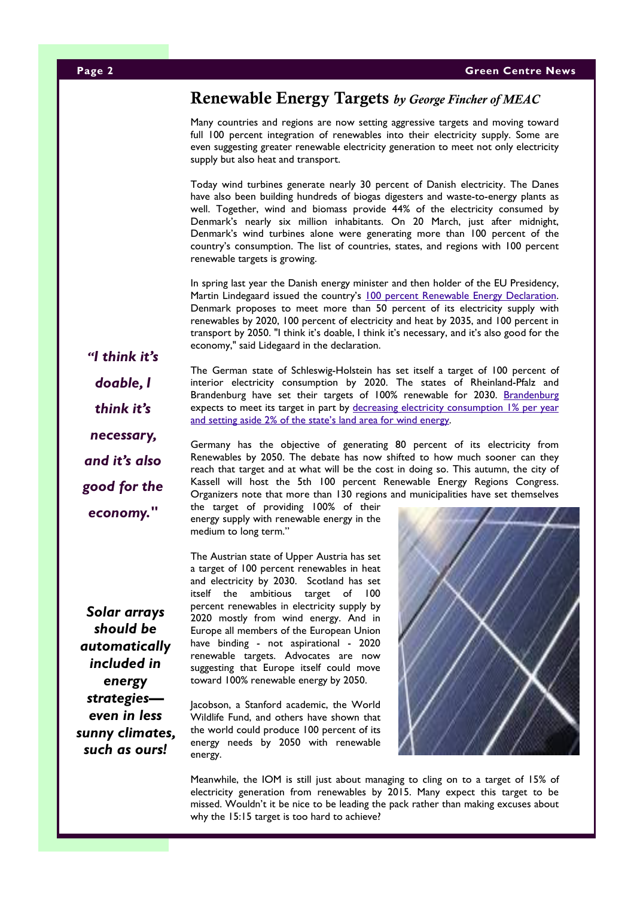## Renewable Energy Targets *by George Fincher of MEAC*

Many countries and regions are now setting aggressive targets and moving toward full 100 percent integration of renewables into their electricity supply. Some are even suggesting greater renewable electricity generation to meet not only electricity supply but also heat and transport.

Today wind turbines generate nearly 30 percent of Danish electricity. The Danes have also been building hundreds of biogas digesters and waste-to-energy plants as well. Together, wind and biomass provide 44% of the electricity consumed by Denmark's nearly six million inhabitants. On 20 March, just after midnight, Denmark's wind turbines alone were generating more than 100 percent of the country's consumption. The list of countries, states, and regions with 100 percent renewable targets is growing.

In spring last year the Danish energy minister and then holder of the EU Presidency, Martin Lindegaard issued the country's 100 percent Renewable Energy Declaration. Denmark proposes to meet more than 50 percent of its electricity supply with renewables by 2020, 100 percent of electricity and heat by 2035, and 100 percent in transport by 2050. "I think it's doable, I think it's necessary, and it's also good for the economy," said Lidegaard in the declaration.

***"I think it's doable, I think it's necessary, and it's also good for the economy."***

The German state of Schleswig-Holstein has set itself a target of 100 percent of interior electricity consumption by 2020. The states of Rheinland-Pfalz and Brandenburg have set their targets of 100% renewable for 2030. Brandenburg expects to meet its target in part by decreasing electricity consumption 1% per year and setting aside 2% of the state's land area for wind energy.

Germany has the objective of generating 80 percent of its electricity from Renewables by 2050. The debate has now shifted to how much sooner can they reach that target and at what will be the cost in doing so. This autumn, the city of Kassell will host the 5th 100 percent Renewable Energy Regions Congress. Organizers note that more than 130 regions and municipalities have set themselves the target of providing 100% of their energy supply with renewable energy in the medium to long term."

The Austrian state of Upper Austria has set a target of 100 percent renewables in heat and electricity by 2030. Scotland has set itself the ambitious target of 100 percent renewables in electricity supply by 2020 mostly from wind energy. And in Europe all members of the European Union have binding - not aspirational - 2020 renewable targets. Advocates are now suggesting that Europe itself could move toward 100% renewable energy by 2050.

***Solar arrays should be automatically included in energy strategies—even in less sunny climates, such as ours!***

Jacobson, a Stanford academic, the World Wildlife Fund, and others have shown that the world could produce 100 percent of its energy needs by 2050 with renewable energy.

Meanwhile, the IOM is still just about managing to cling on to a target of 15% of electricity generation from renewables by 2015. Many expect this target to be missed. Wouldn't it be nice to be leading the pack rather than making excuses about why the 15:15 target is too hard to achieve?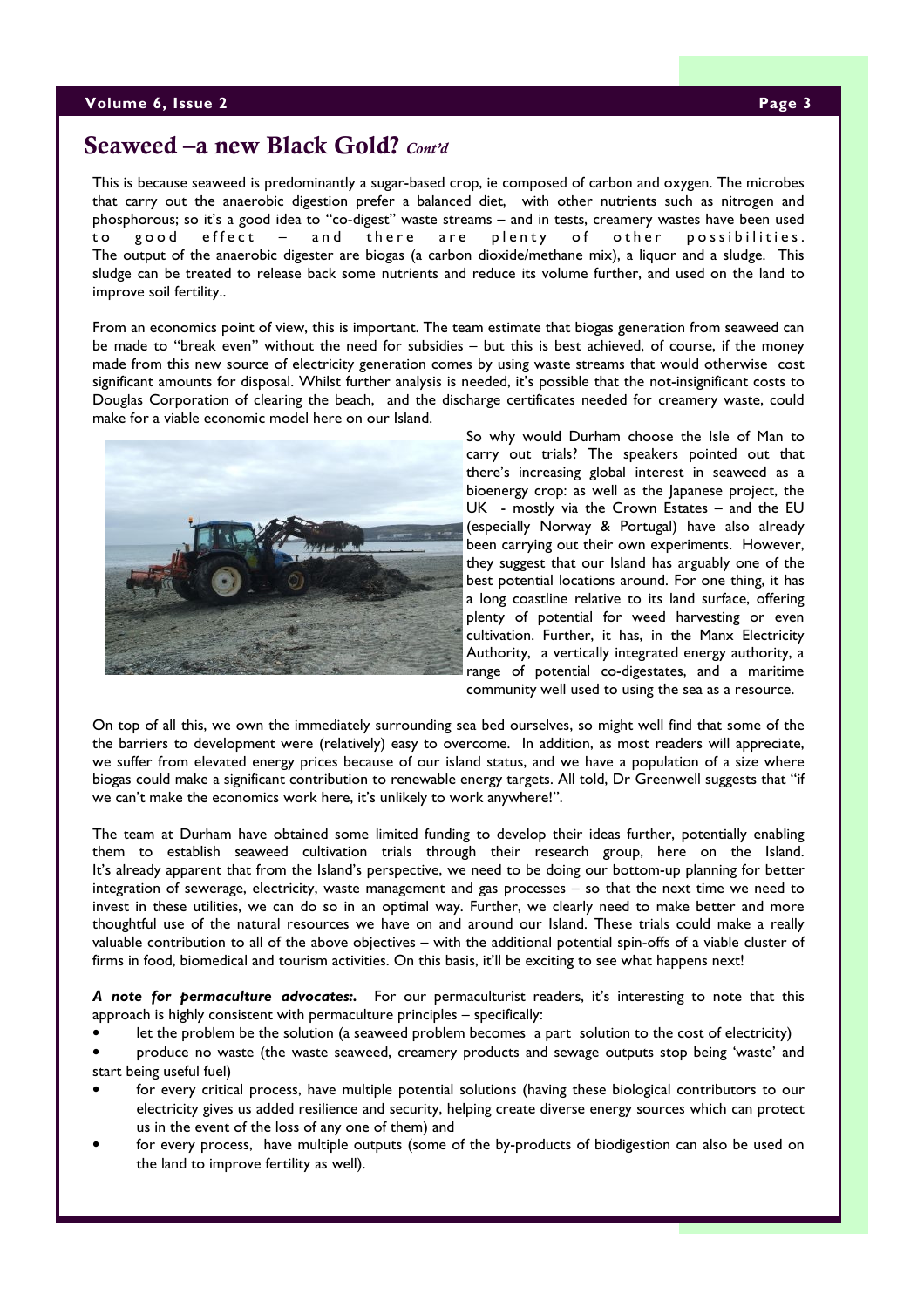## Seaweed –a new Black Gold? *Cont'd*

This is because seaweed is predominantly a sugar-based crop, ie composed of carbon and oxygen. The microbes that carry out the anaerobic digestion prefer a balanced diet, with other nutrients such as nitrogen and phosphorous; so it's a good idea to "co-digest" waste streams – and in tests, creamery wastes have been used to good effect – and there are plenty of other possibilities. The output of the anaerobic digester are biogas (a carbon dioxide/methane mix), a liquor and a sludge. This sludge can be treated to release back some nutrients and reduce its volume further, and used on the land to improve soil fertility..

From an economics point of view, this is important. The team estimate that biogas generation from seaweed can be made to "break even" without the need for subsidies – but this is best achieved, of course, if the money made from this new source of electricity generation comes by using waste streams that would otherwise cost significant amounts for disposal. Whilst further analysis is needed, it's possible that the not-insignificant costs to Douglas Corporation of clearing the beach, and the discharge certificates needed for creamery waste, could make for a viable economic model here on our Island.

So why would Durham choose the Isle of Man to carry out trials? The speakers pointed out that there's increasing global interest in seaweed as a bioenergy crop: as well as the Japanese project, the UK - mostly via the Crown Estates – and the EU (especially Norway & Portugal) have also already been carrying out their own experiments. However, they suggest that our Island has arguably one of the best potential locations around. For one thing, it has a long coastline relative to its land surface, offering plenty of potential for weed harvesting or even cultivation. Further, it has, in the Manx Electricity Authority, a vertically integrated energy authority, a range of potential co-digestates, and a maritime community well used to using the sea as a resource.

On top of all this, we own the immediately surrounding sea bed ourselves, so might well find that some of the the barriers to development were (relatively) easy to overcome. In addition, as most readers will appreciate, we suffer from elevated energy prices because of our island status, and we have a population of a size where biogas could make a significant contribution to renewable energy targets. All told, Dr Greenwell suggests that "if we can't make the economics work here, it's unlikely to work anywhere!".

The team at Durham have obtained some limited funding to develop their ideas further, potentially enabling them to establish seaweed cultivation trials through their research group, here on the Island. It's already apparent that from the Island's perspective, we need to be doing our bottom-up planning for better integration of sewerage, electricity, waste management and gas processes – so that the next time we need to invest in these utilities, we can do so in an optimal way. Further, we clearly need to make better and more thoughtful use of the natural resources we have on and around our Island. These trials could make a really valuable contribution to all of the above objectives – with the additional potential spin-offs of a viable cluster of firms in food, biomedical and tourism activities. On this basis, it'll be exciting to see what happens next!

***A note for permaculture advocates:.*** For our permaculturist readers, it's interesting to note that this approach is highly consistent with permaculture principles – specifically:

- let the problem be the solution (a seaweed problem becomes a part solution to the cost of electricity)
- produce no waste (the waste seaweed, creamery products and sewage outputs stop being 'waste' and start being useful fuel)
- for every critical process, have multiple potential solutions (having these biological contributors to our electricity gives us added resilience and security, helping create diverse energy sources which can protect us in the event of the loss of any one of them) and
- for every process, have multiple outputs (some of the by-products of biodigestion can also be used on the land to improve fertility as well).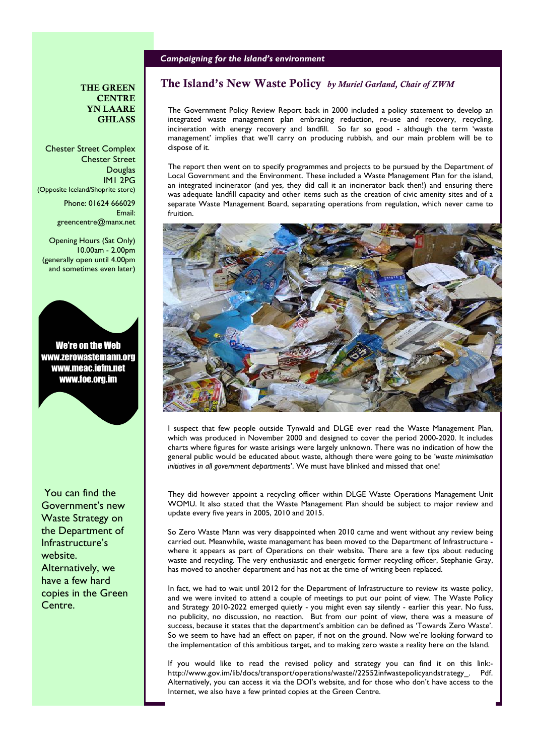*Campaigning for the Island's environment*

## The Island's New Waste Policy *by Muriel Garland, Chair of ZWM*

The Government Policy Review Report back in 2000 included a policy statement to develop an integrated waste management plan embracing reduction, re-use and recovery, recycling, incineration with energy recovery and landfill. So far so good - although the term 'waste management' implies that we'll carry on producing rubbish, and our main problem will be to dispose of it.

The report then went on to specify programmes and projects to be pursued by the Department of Local Government and the Environment. These included a Waste Management Plan for the island, an integrated incinerator (and yes, they did call it an incinerator back then!) and ensuring there was adequate landfill capacity and other items such as the creation of civic amenity sites and of a separate Waste Management Board, separating operations from regulation, which never came to fruition.

I suspect that few people outside Tynwald and DLGE ever read the Waste Management Plan, which was produced in November 2000 and designed to cover the period 2000-2020. It includes charts where figures for waste arisings were largely unknown. There was no indication of how the general public would be educated about waste, although there were going to be '*waste minimisation initiatives in all government departments*'. We must have blinked and missed that one!

They did however appoint a recycling officer within DLGE Waste Operations Management Unit WOMU. It also stated that the Waste Management Plan should be subject to major review and update every five years in 2005, 2010 and 2015.

So Zero Waste Mann was very disappointed when 2010 came and went without any review being carried out. Meanwhile, waste management has been moved to the Department of Infrastructure - where it appears as part of Operations on their website. There are a few tips about reducing waste and recycling. The very enthusiastic and energetic former recycling officer, Stephanie Gray, has moved to another department and has not at the time of writing been replaced.

In fact, we had to wait until 2012 for the Department of Infrastructure to review its waste policy, and we were invited to attend a couple of meetings to put our point of view. The Waste Policy and Strategy 2010-2022 emerged quietly - you might even say silently - earlier this year. No fuss, no publicity, no discussion, no reaction. But from our point of view, there was a measure of success, because it states that the department's ambition can be defined as 'Towards Zero Waste'. So we seem to have had an effect on paper, if not on the ground. Now we're looking forward to the implementation of this ambitious target, and to making zero waste a reality here on the Island.

If you would like to read the revised policy and strategy you can find it on this link:- http://www.gov.im/lib/docs/transport/operations/waste//22552infwastepolicyandstrategy_. Pdf. Alternatively, you can access it via the DOI's website, and for those who don't have access to the Internet, we also have a few printed copies at the Green Centre.

**THE GREEN CENTRE YN LAARE GHLASS**

Chester Street Complex
Chester Street
Douglas
IM1 2PG
(Opposite Iceland/Shoprite store)

Phone: 01624 666029
Email: greencentre@manx.net

Opening Hours (Sat Only)
10.00am - 2.00pm
(generally open until 4.00pm and sometimes even later)

**We're on the Web**
**www.zerowastemann.org**
**www.meac.iofm.net**
**www.foe.org.im**

You can find the Government's new Waste Strategy on the Department of Infrastructure's website. Alternatively, we have a few hard copies in the Green Centre.